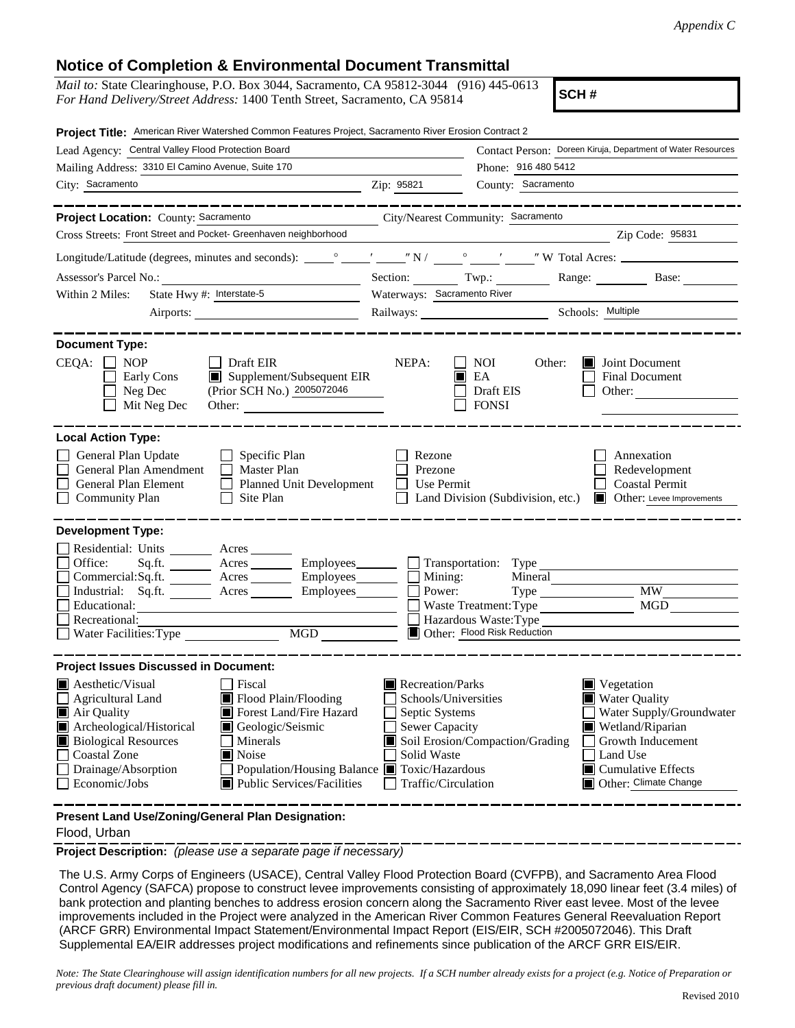*Appendix C*

# Notice of Completion & Environmental Document Transmittal

*Mail to:* State Clearinghouse, P.O. Box 3044, Sacramento, CA 95812-3044 (916) 445-0613
*For Hand Delivery/Street Address:* 1400 Tenth Street, Sacramento, CA 95814

**SCH #**

**Project Title:** American River Watershed Common Features Project, Sacramento River Erosion Contract 2

Lead Agency: Central Valley Flood Protection Board
Contact Person: Doreen Kiruja, Department of Water Resources
Mailing Address: 3310 El Camino Avenue, Suite 170
Phone: 916 480 5412
City: Sacramento
Zip: 95821
County: Sacramento

---

**Project Location:** County: Sacramento
City/Nearest Community: Sacramento
Cross Streets: Front Street and Pocket- Greenhaven neighborhood
Zip Code: 95831
Longitude/Latitude (degrees, minutes and seconds): ____° ____′ ____″ N / ____° ____′ ____″ W Total Acres: ____
Assessor's Parcel No.: ____ Section: ____ Twp.: ____ Range: ____ Base: ____
Within 2 Miles: State Hwy #: Interstate-5 Waterways: Sacramento River
Airports: ____ Railways: ____ Schools: Multiple

---

**Document Type:**

CEQA:
- ☐ NOP
- ☐ Early Cons
- ☐ Neg Dec
- ☐ Mit Neg Dec
- ☐ Draft EIR
- ☒ Supplement/Subsequent EIR (Prior SCH No.) 2005072046
- Other: ____

NEPA:
- ☐ NOI
- ☒ EA
- ☐ Draft EIS
- ☐ FONSI

Other:
- ☒ Joint Document
- ☐ Final Document
- ☐ Other: ____

---

**Local Action Type:**

- ☐ General Plan Update
- ☐ General Plan Amendment
- ☐ General Plan Element
- ☐ Community Plan
- ☐ Specific Plan
- ☐ Master Plan
- ☐ Planned Unit Development
- ☐ Site Plan
- ☐ Rezone
- ☐ Prezone
- ☐ Use Permit
- ☐ Land Division (Subdivision, etc.)
- ☐ Annexation
- ☐ Redevelopment
- ☐ Coastal Permit
- ☒ Other: Levee Improvements

---

**Development Type:**

- ☐ Residential: Units ____ Acres ____
- ☐ Office: Sq.ft. ____ Acres ____ Employees ____
- ☐ Commercial: Sq.ft. ____ Acres ____ Employees ____
- ☐ Industrial: Sq.ft. ____ Acres ____ Employees ____
- ☐ Educational: ____
- ☐ Recreational: ____
- ☐ Water Facilities: Type ____ MGD ____
- ☐ Transportation: Type ____
- ☐ Mining: Mineral ____
- ☐ Power: Type ____ MW ____
- ☐ Waste Treatment: Type ____ MGD ____
- ☐ Hazardous Waste: Type ____
- ☒ Other: Flood Risk Reduction

---

**Project Issues Discussed in Document:**

- ☒ Aesthetic/Visual
- ☐ Agricultural Land
- ☒ Air Quality
- ☒ Archeological/Historical
- ☒ Biological Resources
- ☐ Coastal Zone
- ☐ Drainage/Absorption
- ☐ Economic/Jobs
- ☐ Fiscal
- ☒ Flood Plain/Flooding
- ☒ Forest Land/Fire Hazard
- ☒ Geologic/Seismic
- ☐ Minerals
- ☒ Noise
- ☐ Population/Housing Balance
- ☒ Public Services/Facilities
- ☒ Recreation/Parks
- ☐ Schools/Universities
- ☐ Septic Systems
- ☐ Sewer Capacity
- ☒ Soil Erosion/Compaction/Grading
- ☐ Solid Waste
- ☒ Toxic/Hazardous
- ☐ Traffic/Circulation
- ☒ Vegetation
- ☒ Water Quality
- ☐ Water Supply/Groundwater
- ☒ Wetland/Riparian
- ☐ Growth Inducement
- ☐ Land Use
- ☒ Cumulative Effects
- ☒ Other: Climate Change

---

**Present Land Use/Zoning/General Plan Designation:**

Flood, Urban

**Project Description:** *(please use a separate page if necessary)*

The U.S. Army Corps of Engineers (USACE), Central Valley Flood Protection Board (CVFPB), and Sacramento Area Flood Control Agency (SAFCA) propose to construct levee improvements consisting of approximately 18,090 linear feet (3.4 miles) of bank protection and planting benches to address erosion concern along the Sacramento River east levee. Most of the levee improvements included in the Project were analyzed in the American River Common Features General Reevaluation Report (ARCF GRR) Environmental Impact Statement/Environmental Impact Report (EIS/EIR, SCH #2005072046). This Draft Supplemental EA/EIR addresses project modifications and refinements since publication of the ARCF GRR EIS/EIR.

*Note: The State Clearinghouse will assign identification numbers for all new projects. If a SCH number already exists for a project (e.g. Notice of Preparation or previous draft document) please fill in.*

Revised 2010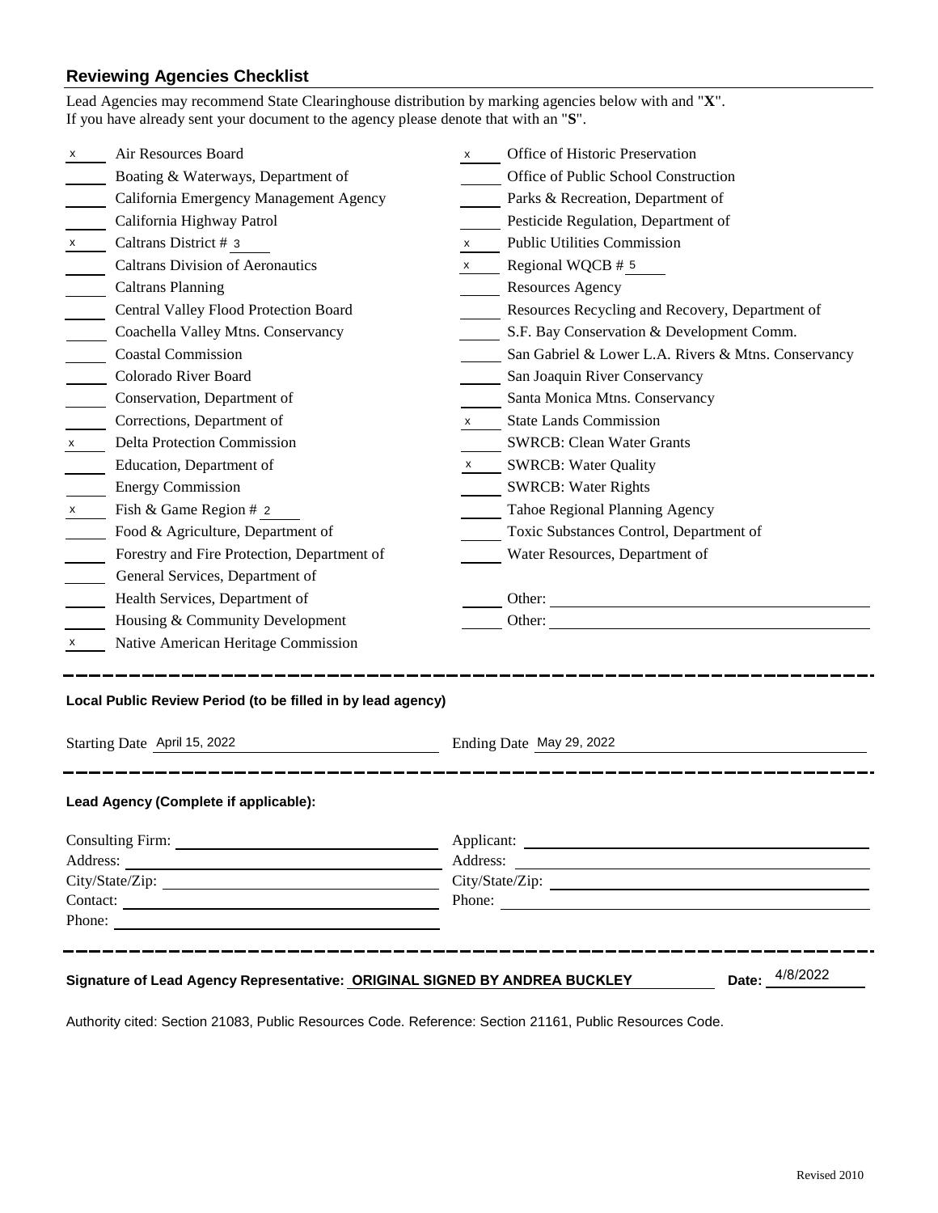## Reviewing Agencies Checklist

Lead Agencies may recommend State Clearinghouse distribution by marking agencies below with and "**X**".
If you have already sent your document to the agency please denote that with an "**S**".

x Air Resources Board
_____ Boating & Waterways, Department of
_____ California Emergency Management Agency
_____ California Highway Patrol
x Caltrans District # 3
_____ Caltrans Division of Aeronautics
_____ Caltrans Planning
_____ Central Valley Flood Protection Board
_____ Coachella Valley Mtns. Conservancy
_____ Coastal Commission
_____ Colorado River Board
_____ Conservation, Department of
_____ Corrections, Department of
x Delta Protection Commission
_____ Education, Department of
_____ Energy Commission
x Fish & Game Region # 2
_____ Food & Agriculture, Department of
_____ Forestry and Fire Protection, Department of
_____ General Services, Department of
_____ Health Services, Department of
_____ Housing & Community Development
x Native American Heritage Commission

x Office of Historic Preservation
_____ Office of Public School Construction
_____ Parks & Recreation, Department of
_____ Pesticide Regulation, Department of
x Public Utilities Commission
x Regional WQCB # 5
_____ Resources Agency
_____ Resources Recycling and Recovery, Department of
_____ S.F. Bay Conservation & Development Comm.
_____ San Gabriel & Lower L.A. Rivers & Mtns. Conservancy
_____ San Joaquin River Conservancy
_____ Santa Monica Mtns. Conservancy
x State Lands Commission
_____ SWRCB: Clean Water Grants
x SWRCB: Water Quality
_____ SWRCB: Water Rights
_____ Tahoe Regional Planning Agency
_____ Toxic Substances Control, Department of
_____ Water Resources, Department of

_____ Other: _____
_____ Other: _____

---

**Local Public Review Period (to be filled in by lead agency)**

Starting Date April 15, 2022

Ending Date May 29, 2022

---

**Lead Agency (Complete if applicable):**

Consulting Firm:
Address:
City/State/Zip:
Contact:
Phone:

Applicant:
Address:
City/State/Zip:
Phone:

---

**Signature of Lead Agency Representative: ORIGINAL SIGNED BY ANDREA BUCKLEY** **Date:** 4/8/2022

Authority cited: Section 21083, Public Resources Code. Reference: Section 21161, Public Resources Code.

Revised 2010